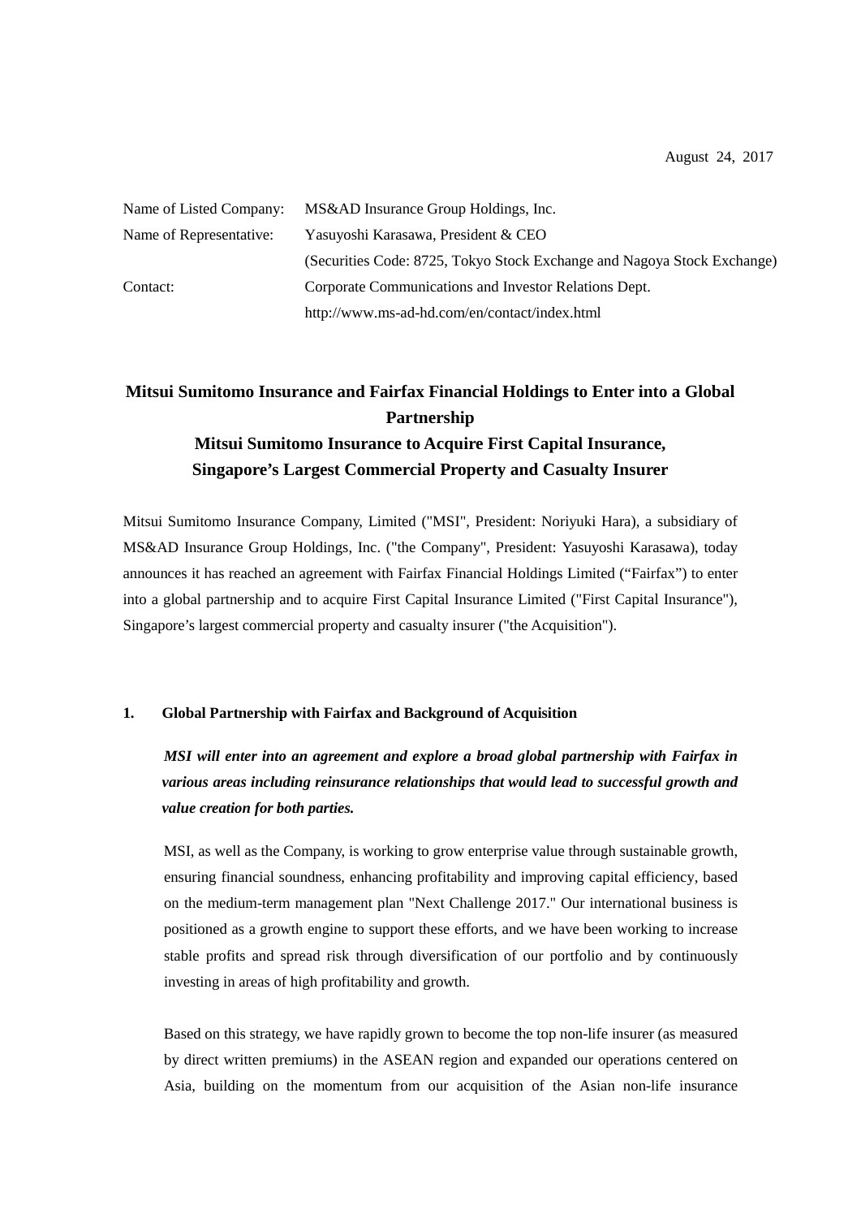August 24, 2017

| Name of Listed Company: | MS&AD Insurance Group Holdings, Inc. |
|---|---|
| Name of Representative: | Yasuyoshi Karasawa, President & CEO |
| | (Securities Code: 8725, Tokyo Stock Exchange and Nagoya Stock Exchange) |
| Contact: | Corporate Communications and Investor Relations Dept. |
| | http://www.ms-ad-hd.com/en/contact/index.html |

# Mitsui Sumitomo Insurance and Fairfax Financial Holdings to Enter into a Global Partnership

## Mitsui Sumitomo Insurance to Acquire First Capital Insurance, Singapore's Largest Commercial Property and Casualty Insurer

Mitsui Sumitomo Insurance Company, Limited ("MSI", President: Noriyuki Hara), a subsidiary of MS&AD Insurance Group Holdings, Inc. ("the Company", President: Yasuyoshi Karasawa), today announces it has reached an agreement with Fairfax Financial Holdings Limited ("Fairfax") to enter into a global partnership and to acquire First Capital Insurance Limited ("First Capital Insurance"), Singapore's largest commercial property and casualty insurer ("the Acquisition").

### 1. Global Partnership with Fairfax and Background of Acquisition

***MSI will enter into an agreement and explore a broad global partnership with Fairfax in various areas including reinsurance relationships that would lead to successful growth and value creation for both parties.***

MSI, as well as the Company, is working to grow enterprise value through sustainable growth, ensuring financial soundness, enhancing profitability and improving capital efficiency, based on the medium-term management plan "Next Challenge 2017." Our international business is positioned as a growth engine to support these efforts, and we have been working to increase stable profits and spread risk through diversification of our portfolio and by continuously investing in areas of high profitability and growth.

Based on this strategy, we have rapidly grown to become the top non-life insurer (as measured by direct written premiums) in the ASEAN region and expanded our operations centered on Asia, building on the momentum from our acquisition of the Asian non-life insurance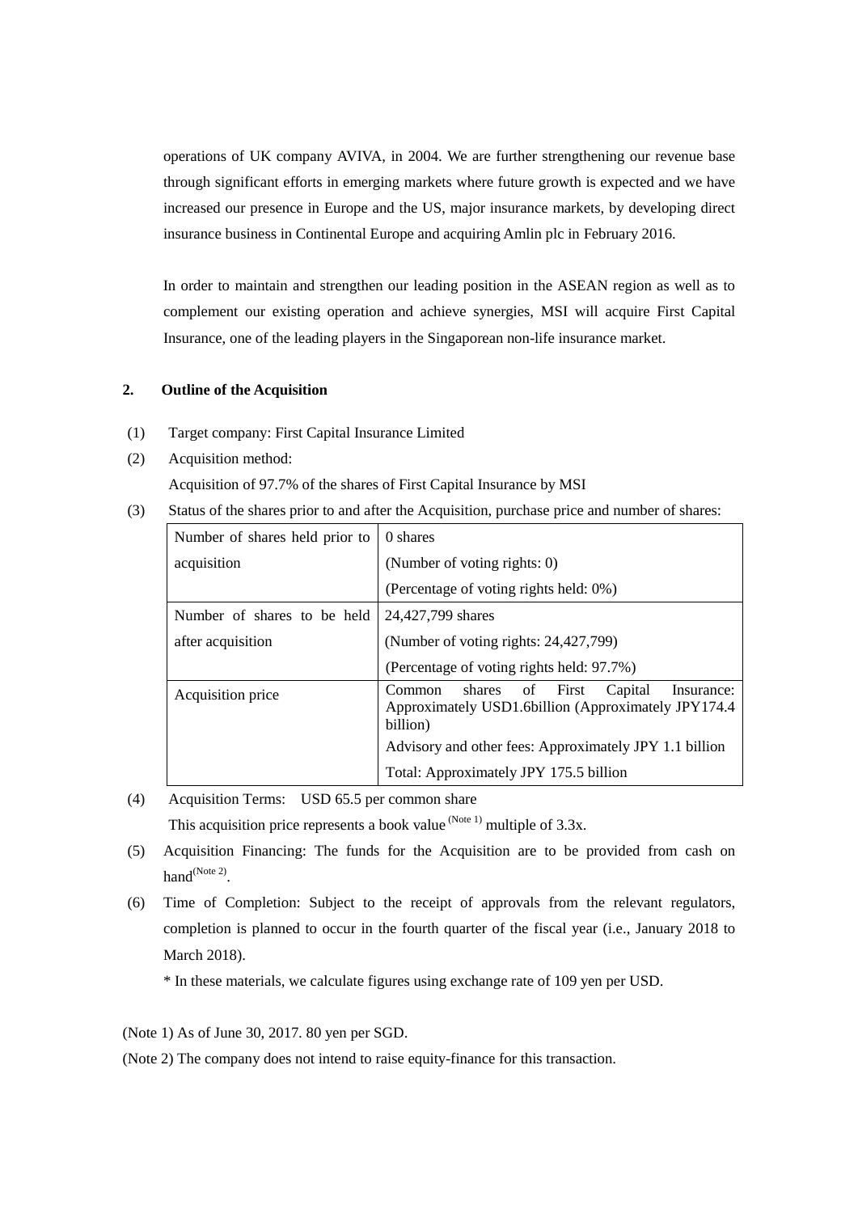operations of UK company AVIVA, in 2004. We are further strengthening our revenue base through significant efforts in emerging markets where future growth is expected and we have increased our presence in Europe and the US, major insurance markets, by developing direct insurance business in Continental Europe and acquiring Amlin plc in February 2016.

In order to maintain and strengthen our leading position in the ASEAN region as well as to complement our existing operation and achieve synergies, MSI will acquire First Capital Insurance, one of the leading players in the Singaporean non-life insurance market.

## 2. Outline of the Acquisition

(1) Target company: First Capital Insurance Limited

(2) Acquisition method:
Acquisition of 97.7% of the shares of First Capital Insurance by MSI

(3) Status of the shares prior to and after the Acquisition, purchase price and number of shares:

| | |
|---|---|
| Number of shares held prior to acquisition | 0 shares<br>(Number of voting rights: 0)<br>(Percentage of voting rights held: 0%) |
| Number of shares to be held after acquisition | 24,427,799 shares<br>(Number of voting rights: 24,427,799)<br>(Percentage of voting rights held: 97.7%) |
| Acquisition price | Common shares of First Capital Insurance: Approximately USD1.6billion (Approximately JPY174.4 billion)<br>Advisory and other fees: Approximately JPY 1.1 billion<br>Total: Approximately JPY 175.5 billion |

(4) Acquisition Terms: USD 65.5 per common share
This acquisition price represents a book value (Note 1) multiple of 3.3x.

(5) Acquisition Financing: The funds for the Acquisition are to be provided from cash on hand(Note 2).

(6) Time of Completion: Subject to the receipt of approvals from the relevant regulators, completion is planned to occur in the fourth quarter of the fiscal year (i.e., January 2018 to March 2018).

\* In these materials, we calculate figures using exchange rate of 109 yen per USD.

(Note 1) As of June 30, 2017. 80 yen per SGD.

(Note 2) The company does not intend to raise equity-finance for this transaction.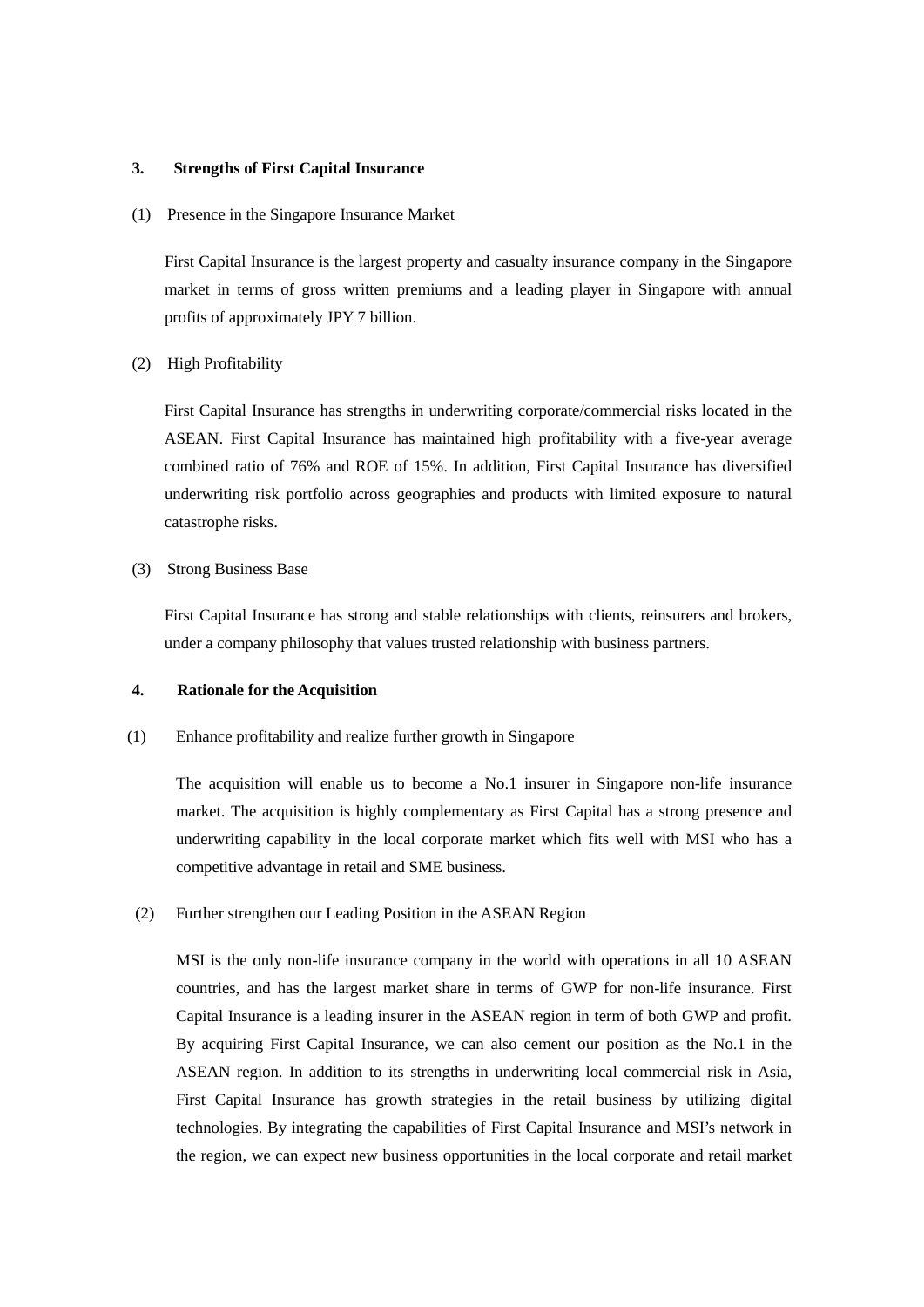## 3. Strengths of First Capital Insurance

(1) Presence in the Singapore Insurance Market

First Capital Insurance is the largest property and casualty insurance company in the Singapore market in terms of gross written premiums and a leading player in Singapore with annual profits of approximately JPY 7 billion.

(2) High Profitability

First Capital Insurance has strengths in underwriting corporate/commercial risks located in the ASEAN. First Capital Insurance has maintained high profitability with a five-year average combined ratio of 76% and ROE of 15%. In addition, First Capital Insurance has diversified underwriting risk portfolio across geographies and products with limited exposure to natural catastrophe risks.

(3) Strong Business Base

First Capital Insurance has strong and stable relationships with clients, reinsurers and brokers, under a company philosophy that values trusted relationship with business partners.

## 4. Rationale for the Acquisition

(1) Enhance profitability and realize further growth in Singapore

The acquisition will enable us to become a No.1 insurer in Singapore non-life insurance market. The acquisition is highly complementary as First Capital has a strong presence and underwriting capability in the local corporate market which fits well with MSI who has a competitive advantage in retail and SME business.

(2) Further strengthen our Leading Position in the ASEAN Region

MSI is the only non-life insurance company in the world with operations in all 10 ASEAN countries, and has the largest market share in terms of GWP for non-life insurance. First Capital Insurance is a leading insurer in the ASEAN region in term of both GWP and profit. By acquiring First Capital Insurance, we can also cement our position as the No.1 in the ASEAN region. In addition to its strengths in underwriting local commercial risk in Asia, First Capital Insurance has growth strategies in the retail business by utilizing digital technologies. By integrating the capabilities of First Capital Insurance and MSI's network in the region, we can expect new business opportunities in the local corporate and retail market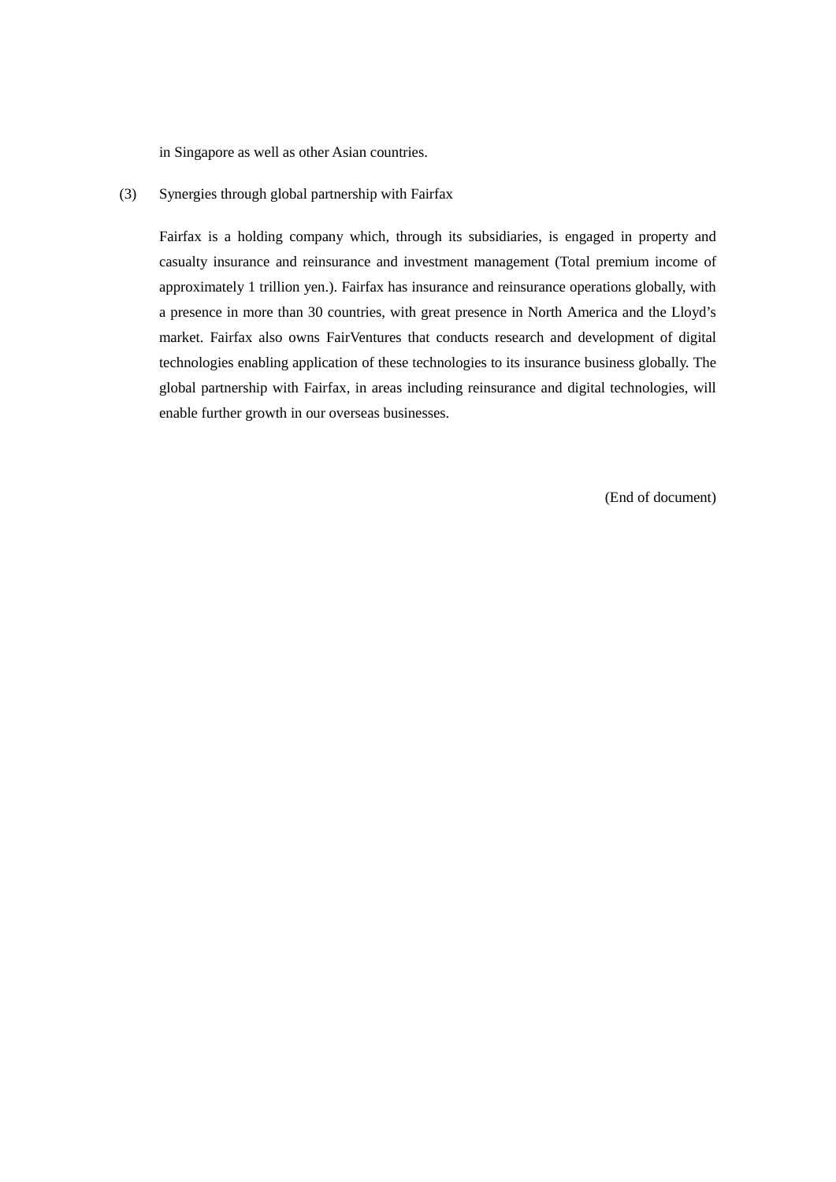in Singapore as well as other Asian countries.

(3) Synergies through global partnership with Fairfax

Fairfax is a holding company which, through its subsidiaries, is engaged in property and casualty insurance and reinsurance and investment management (Total premium income of approximately 1 trillion yen.). Fairfax has insurance and reinsurance operations globally, with a presence in more than 30 countries, with great presence in North America and the Lloyd's market. Fairfax also owns FairVentures that conducts research and development of digital technologies enabling application of these technologies to its insurance business globally. The global partnership with Fairfax, in areas including reinsurance and digital technologies, will enable further growth in our overseas businesses.

(End of document)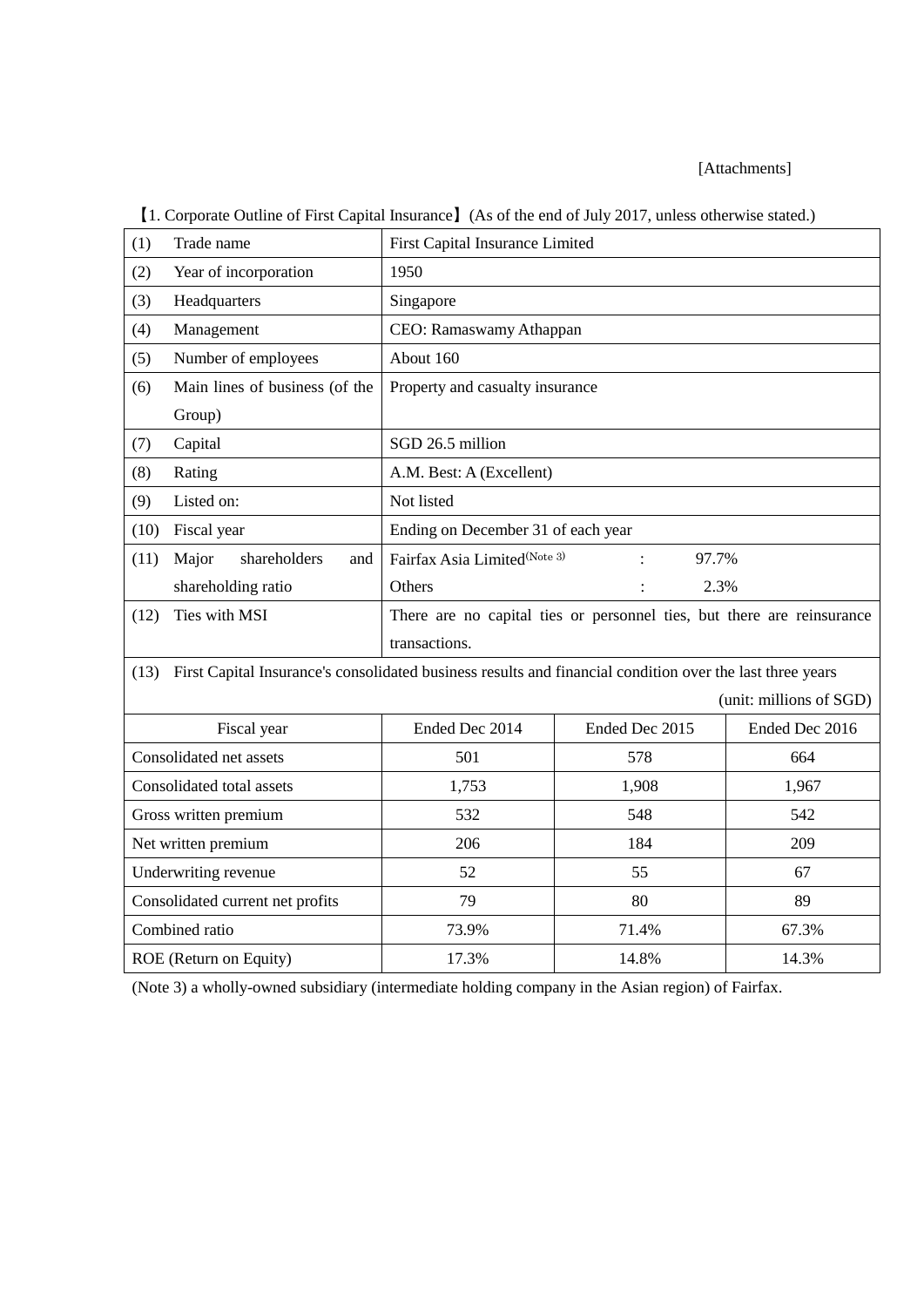[Attachments]

【1. Corporate Outline of First Capital Insurance】(As of the end of July 2017, unless otherwise stated.)

| | |
|---|---|
| (1) Trade name | First Capital Insurance Limited |
| (2) Year of incorporation | 1950 |
| (3) Headquarters | Singapore |
| (4) Management | CEO: Ramaswamy Athappan |
| (5) Number of employees | About 160 |
| (6) Main lines of business (of the Group) | Property and casualty insurance |
| (7) Capital | SGD 26.5 million |
| (8) Rating | A.M. Best: A (Excellent) |
| (9) Listed on: | Not listed |
| (10) Fiscal year | Ending on December 31 of each year |
| (11) Major shareholders and shareholding ratio | Fairfax Asia Limited(Note 3) : 97.7%<br>Others : 2.3% |
| (12) Ties with MSI | There are no capital ties or personnel ties, but there are reinsurance transactions. |

(13) First Capital Insurance's consolidated business results and financial condition over the last three years

(unit: millions of SGD)

| Fiscal year | Ended Dec 2014 | Ended Dec 2015 | Ended Dec 2016 |
|---|---|---|---|
| Consolidated net assets | 501 | 578 | 664 |
| Consolidated total assets | 1,753 | 1,908 | 1,967 |
| Gross written premium | 532 | 548 | 542 |
| Net written premium | 206 | 184 | 209 |
| Underwriting revenue | 52 | 55 | 67 |
| Consolidated current net profits | 79 | 80 | 89 |
| Combined ratio | 73.9% | 71.4% | 67.3% |
| ROE (Return on Equity) | 17.3% | 14.8% | 14.3% |

(Note 3) a wholly-owned subsidiary (intermediate holding company in the Asian region) of Fairfax.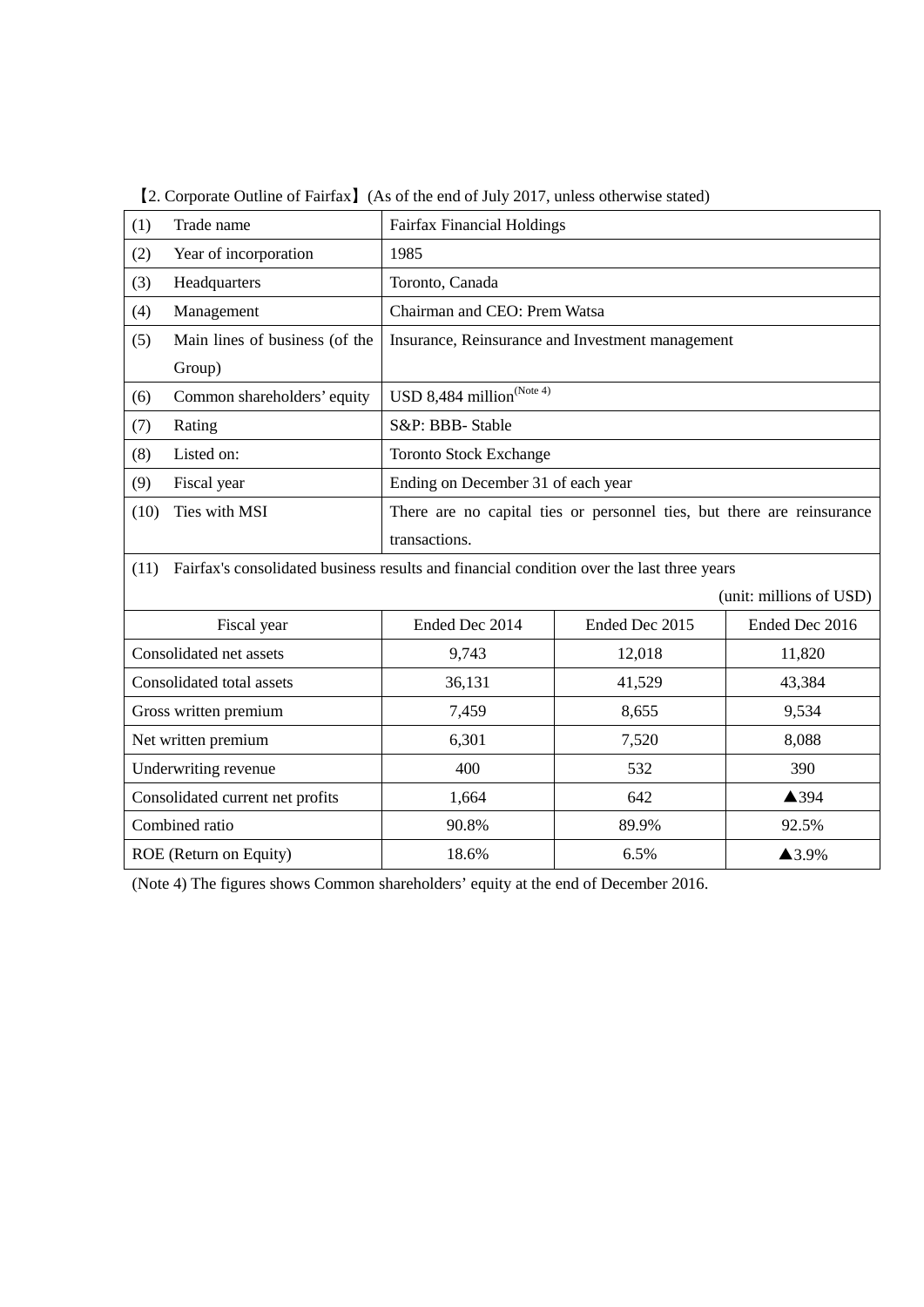【2. Corporate Outline of Fairfax】(As of the end of July 2017, unless otherwise stated)

| | | | |
|---|---|---|---|
| (1) Trade name | Fairfax Financial Holdings | | |
| (2) Year of incorporation | 1985 | | |
| (3) Headquarters | Toronto, Canada | | |
| (4) Management | Chairman and CEO: Prem Watsa | | |
| (5) Main lines of business (of the Group) | Insurance, Reinsurance and Investment management | | |
| (6) Common shareholders' equity | USD 8,484 million (Note 4) | | |
| (7) Rating | S&P: BBB- Stable | | |
| (8) Listed on: | Toronto Stock Exchange | | |
| (9) Fiscal year | Ending on December 31 of each year | | |
| (10) Ties with MSI | There are no capital ties or personnel ties, but there are reinsurance transactions. | | |
| (11) Fairfax's consolidated business results and financial condition over the last three years (unit: millions of USD) | | | |
| Fiscal year | Ended Dec 2014 | Ended Dec 2015 | Ended Dec 2016 |
| Consolidated net assets | 9,743 | 12,018 | 11,820 |
| Consolidated total assets | 36,131 | 41,529 | 43,384 |
| Gross written premium | 7,459 | 8,655 | 9,534 |
| Net written premium | 6,301 | 7,520 | 8,088 |
| Underwriting revenue | 400 | 532 | 390 |
| Consolidated current net profits | 1,664 | 642 | ▲394 |
| Combined ratio | 90.8% | 89.9% | 92.5% |
| ROE (Return on Equity) | 18.6% | 6.5% | ▲3.9% |

(Note 4) The figures shows Common shareholders' equity at the end of December 2016.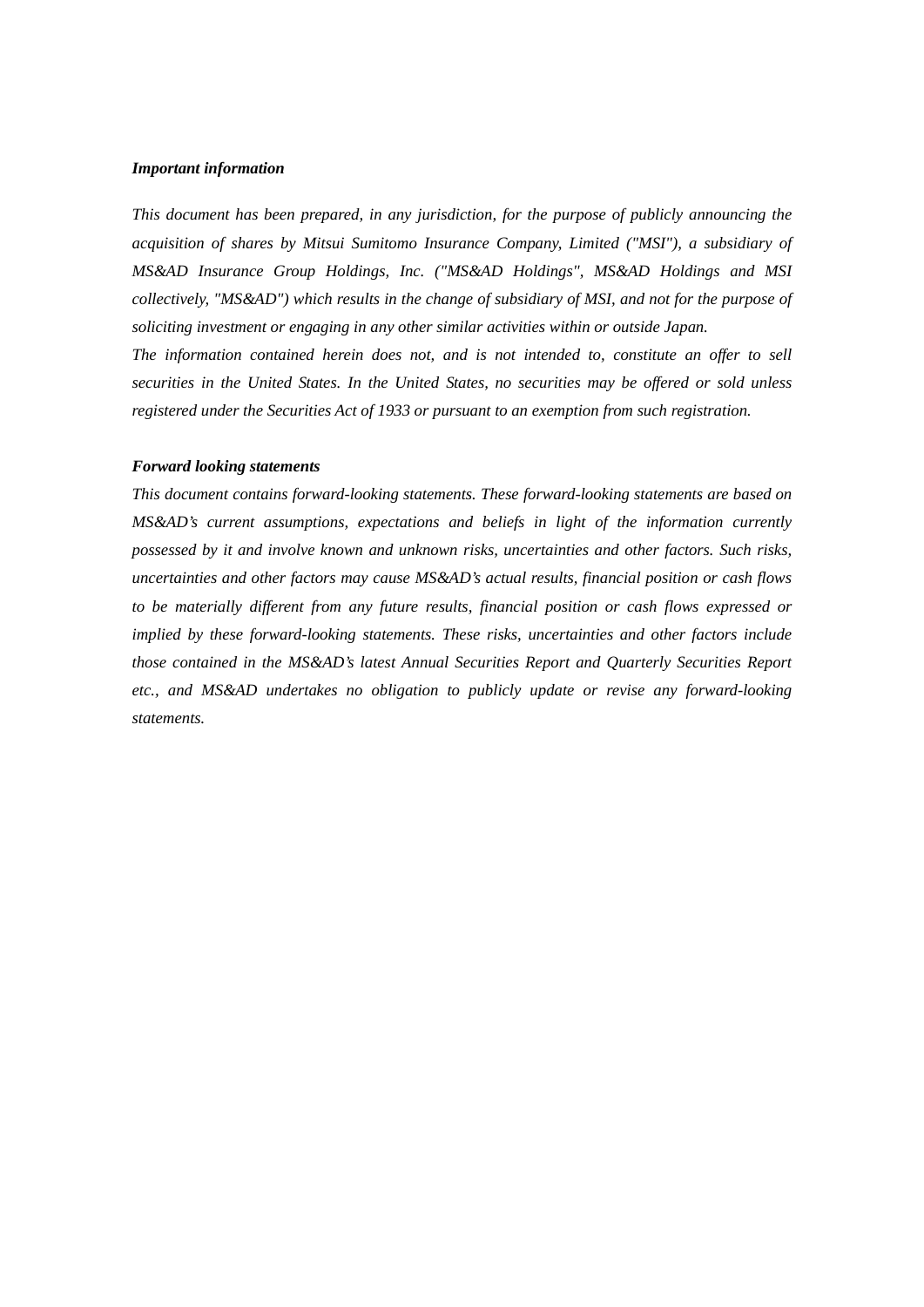***Important information***

*This document has been prepared, in any jurisdiction, for the purpose of publicly announcing the acquisition of shares by Mitsui Sumitomo Insurance Company, Limited ("MSI"), a subsidiary of MS&AD Insurance Group Holdings, Inc. ("MS&AD Holdings", MS&AD Holdings and MSI collectively, "MS&AD") which results in the change of subsidiary of MSI, and not for the purpose of soliciting investment or engaging in any other similar activities within or outside Japan.*

*The information contained herein does not, and is not intended to, constitute an offer to sell securities in the United States. In the United States, no securities may be offered or sold unless registered under the Securities Act of 1933 or pursuant to an exemption from such registration.*

***Forward looking statements***

*This document contains forward-looking statements. These forward-looking statements are based on MS&AD's current assumptions, expectations and beliefs in light of the information currently possessed by it and involve known and unknown risks, uncertainties and other factors. Such risks, uncertainties and other factors may cause MS&AD's actual results, financial position or cash flows to be materially different from any future results, financial position or cash flows expressed or implied by these forward-looking statements. These risks, uncertainties and other factors include those contained in the MS&AD's latest Annual Securities Report and Quarterly Securities Report etc., and MS&AD undertakes no obligation to publicly update or revise any forward-looking statements.*